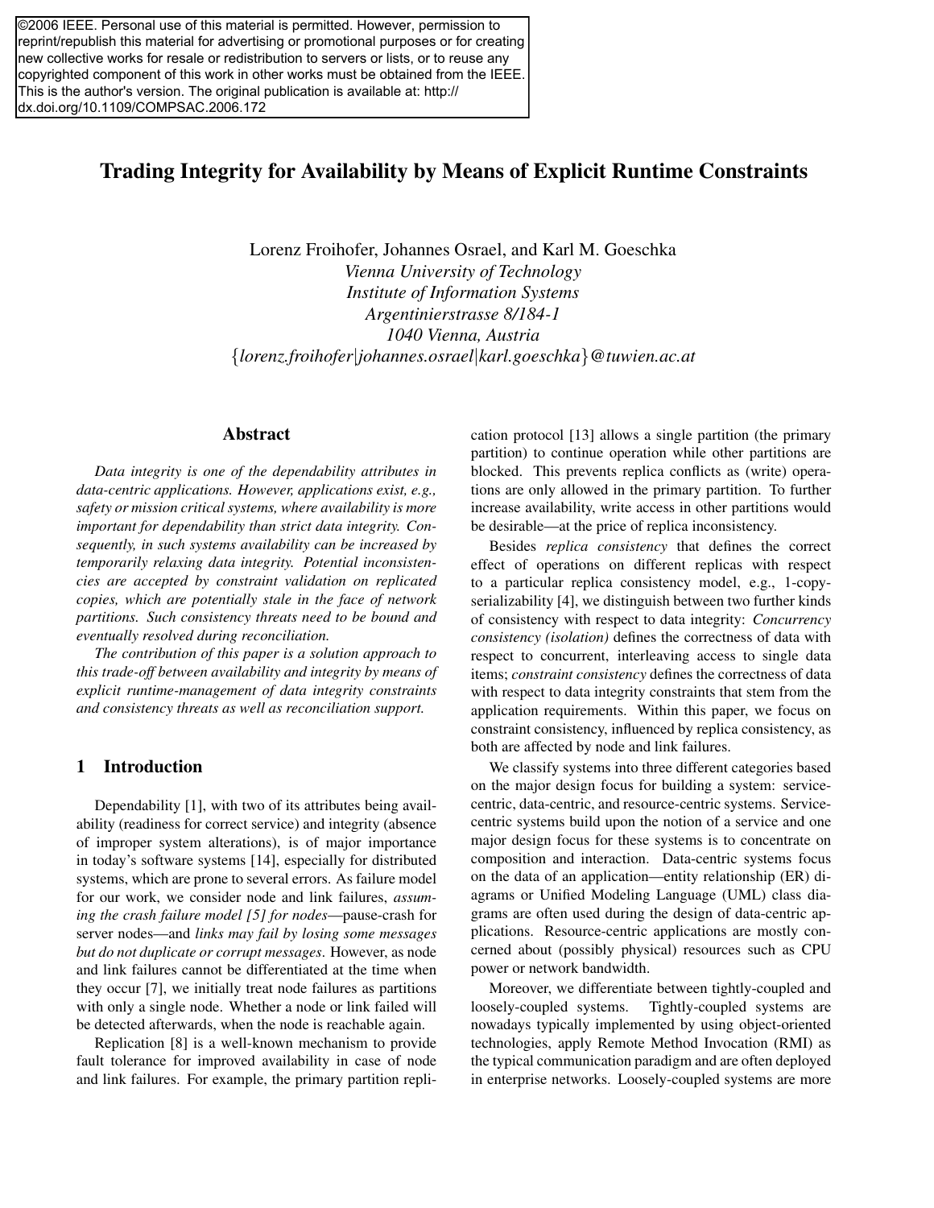©2006 IEEE. Personal use of this material is permitted. However, permission to reprint/republish this material for advertising or promotional purposes or for creating new collective works for resale or redistribution to servers or lists, or to reuse any copyrighted component of this work in other works must be obtained from the IEEE. This is the author's version. The original publication is available at: http://dx.doi.org/10.1109/COMPSAC.2006.172

# Trading Integrity for Availability by Means of Explicit Runtime Constraints

Lorenz Froihofer, Johannes Osrael, and Karl M. Goeschka
*Vienna University of Technology*
*Institute of Information Systems*
*Argentinierstrasse 8/184-1*
*1040 Vienna, Austria*
*{lorenz.froihofer|johannes.osrael|karl.goeschka}@tuwien.ac.at*

## Abstract

*Data integrity is one of the dependability attributes in data-centric applications. However, applications exist, e.g., safety or mission critical systems, where availability is more important for dependability than strict data integrity. Consequently, in such systems availability can be increased by temporarily relaxing data integrity. Potential inconsistencies are accepted by constraint validation on replicated copies, which are potentially stale in the face of network partitions. Such consistency threats need to be bound and eventually resolved during reconciliation.*

*The contribution of this paper is a solution approach to this trade-off between availability and integrity by means of explicit runtime-management of data integrity constraints and consistency threats as well as reconciliation support.*

## 1 Introduction

Dependability [1], with two of its attributes being availability (readiness for correct service) and integrity (absence of improper system alterations), is of major importance in today's software systems [14], especially for distributed systems, which are prone to several errors. As failure model for our work, we consider node and link failures, *assuming the crash failure model [5] for nodes*—pause-crash for server nodes—and *links may fail by losing some messages but do not duplicate or corrupt messages*. However, as node and link failures cannot be differentiated at the time when they occur [7], we initially treat node failures as partitions with only a single node. Whether a node or link failed will be detected afterwards, when the node is reachable again.

Replication [8] is a well-known mechanism to provide fault tolerance for improved availability in case of node and link failures. For example, the primary partition replication protocol [13] allows a single partition (the primary partition) to continue operation while other partitions are blocked. This prevents replica conflicts as (write) operations are only allowed in the primary partition. To further increase availability, write access in other partitions would be desirable—at the price of replica inconsistency.

Besides *replica consistency* that defines the correct effect of operations on different replicas with respect to a particular replica consistency model, e.g., 1-copy-serializability [4], we distinguish between two further kinds of consistency with respect to data integrity: *Concurrency consistency (isolation)* defines the correctness of data with respect to concurrent, interleaving access to single data items; *constraint consistency* defines the correctness of data with respect to data integrity constraints that stem from the application requirements. Within this paper, we focus on constraint consistency, influenced by replica consistency, as both are affected by node and link failures.

We classify systems into three different categories based on the major design focus for building a system: service-centric, data-centric, and resource-centric systems. Service-centric systems build upon the notion of a service and one major design focus for these systems is to concentrate on composition and interaction. Data-centric systems focus on the data of an application—entity relationship (ER) diagrams or Unified Modeling Language (UML) class diagrams are often used during the design of data-centric applications. Resource-centric applications are mostly concerned about (possibly physical) resources such as CPU power or network bandwidth.

Moreover, we differentiate between tightly-coupled and loosely-coupled systems. Tightly-coupled systems are nowadays typically implemented by using object-oriented technologies, apply Remote Method Invocation (RMI) as the typical communication paradigm and are often deployed in enterprise networks. Loosely-coupled systems are more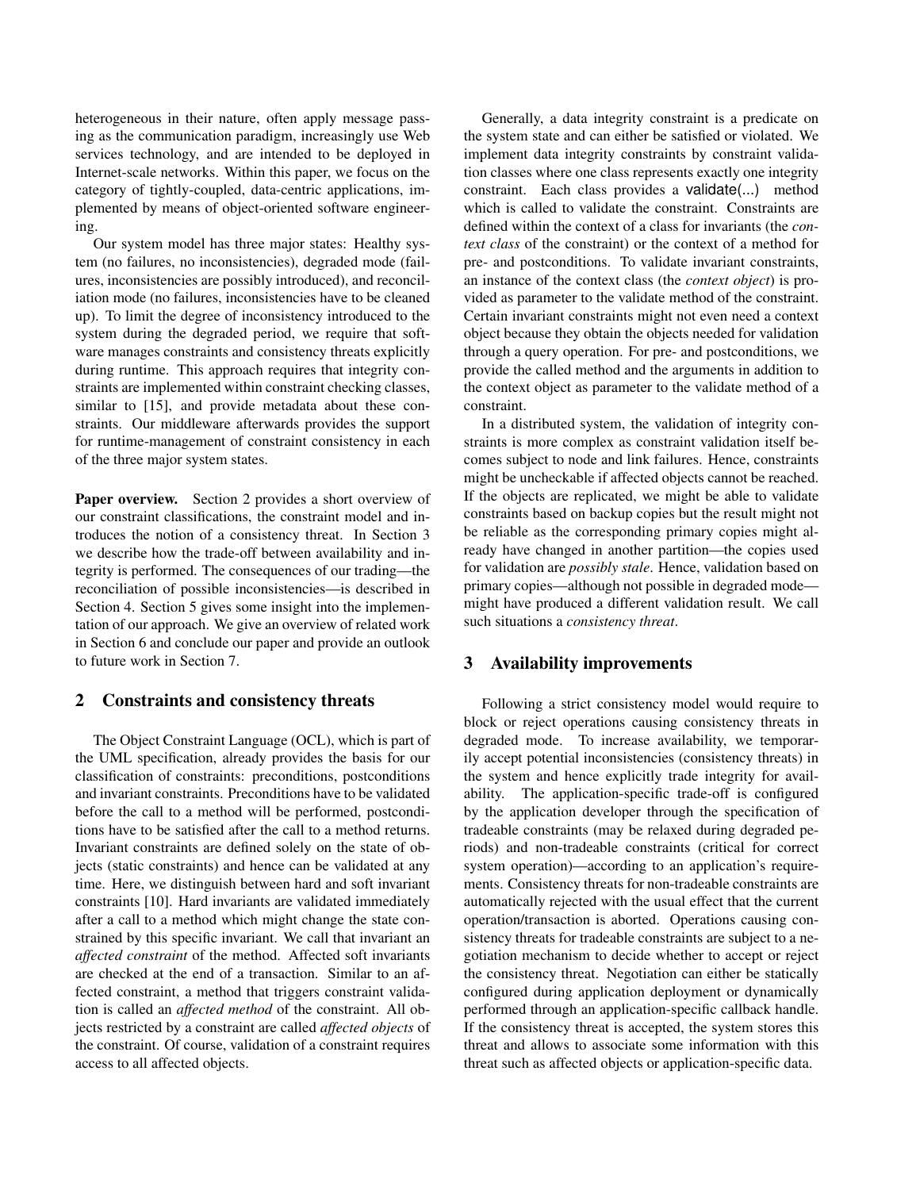heterogeneous in their nature, often apply message passing as the communication paradigm, increasingly use Web services technology, and are intended to be deployed in Internet-scale networks. Within this paper, we focus on the category of tightly-coupled, data-centric applications, implemented by means of object-oriented software engineering.

Our system model has three major states: Healthy system (no failures, no inconsistencies), degraded mode (failures, inconsistencies are possibly introduced), and reconciliation mode (no failures, inconsistencies have to be cleaned up). To limit the degree of inconsistency introduced to the system during the degraded period, we require that software manages constraints and consistency threats explicitly during runtime. This approach requires that integrity constraints are implemented within constraint checking classes, similar to [15], and provide metadata about these constraints. Our middleware afterwards provides the support for runtime-management of constraint consistency in each of the three major system states.

**Paper overview.** Section 2 provides a short overview of our constraint classifications, the constraint model and introduces the notion of a consistency threat. In Section 3 we describe how the trade-off between availability and integrity is performed. The consequences of our trading—the reconciliation of possible inconsistencies—is described in Section 4. Section 5 gives some insight into the implementation of our approach. We give an overview of related work in Section 6 and conclude our paper and provide an outlook to future work in Section 7.

## 2 Constraints and consistency threats

The Object Constraint Language (OCL), which is part of the UML specification, already provides the basis for our classification of constraints: preconditions, postconditions and invariant constraints. Preconditions have to be validated before the call to a method will be performed, postconditions have to be satisfied after the call to a method returns. Invariant constraints are defined solely on the state of objects (static constraints) and hence can be validated at any time. Here, we distinguish between hard and soft invariant constraints [10]. Hard invariants are validated immediately after a call to a method which might change the state constrained by this specific invariant. We call that invariant an *affected constraint* of the method. Affected soft invariants are checked at the end of a transaction. Similar to an affected constraint, a method that triggers constraint validation is called an *affected method* of the constraint. All objects restricted by a constraint are called *affected objects* of the constraint. Of course, validation of a constraint requires access to all affected objects.

Generally, a data integrity constraint is a predicate on the system state and can either be satisfied or violated. We implement data integrity constraints by constraint validation classes where one class represents exactly one integrity constraint. Each class provides a validate(...) method which is called to validate the constraint. Constraints are defined within the context of a class for invariants (the *context class* of the constraint) or the context of a method for pre- and postconditions. To validate invariant constraints, an instance of the context class (the *context object*) is provided as parameter to the validate method of the constraint. Certain invariant constraints might not even need a context object because they obtain the objects needed for validation through a query operation. For pre- and postconditions, we provide the called method and the arguments in addition to the context object as parameter to the validate method of a constraint.

In a distributed system, the validation of integrity constraints is more complex as constraint validation itself becomes subject to node and link failures. Hence, constraints might be uncheckable if affected objects cannot be reached. If the objects are replicated, we might be able to validate constraints based on backup copies but the result might not be reliable as the corresponding primary copies might already have changed in another partition—the copies used for validation are *possibly stale*. Hence, validation based on primary copies—although not possible in degraded mode—might have produced a different validation result. We call such situations a *consistency threat*.

## 3 Availability improvements

Following a strict consistency model would require to block or reject operations causing consistency threats in degraded mode. To increase availability, we temporarily accept potential inconsistencies (consistency threats) in the system and hence explicitly trade integrity for availability. The application-specific trade-off is configured by the application developer through the specification of tradeable constraints (may be relaxed during degraded periods) and non-tradeable constraints (critical for correct system operation)—according to an application's requirements. Consistency threats for non-tradeable constraints are automatically rejected with the usual effect that the current operation/transaction is aborted. Operations causing consistency threats for tradeable constraints are subject to a negotiation mechanism to decide whether to accept or reject the consistency threat. Negotiation can either be statically configured during application deployment or dynamically performed through an application-specific callback handle. If the consistency threat is accepted, the system stores this threat and allows to associate some information with this threat such as affected objects or application-specific data.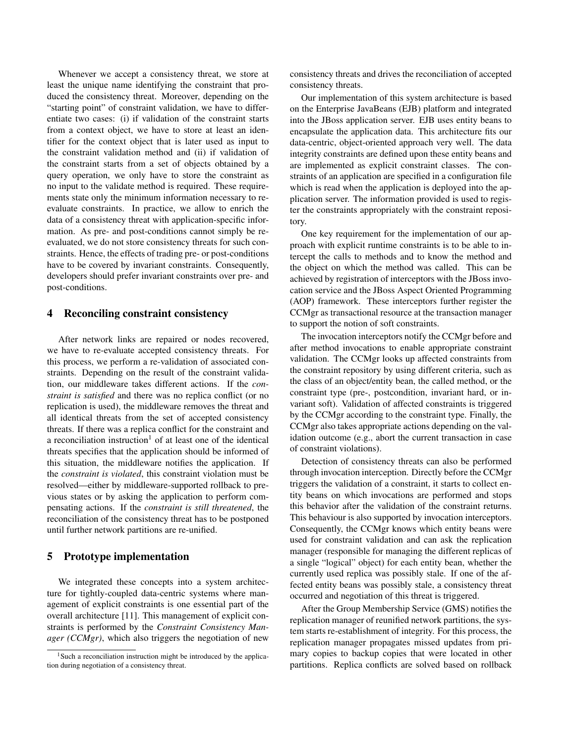Whenever we accept a consistency threat, we store at least the unique name identifying the constraint that produced the consistency threat. Moreover, depending on the "starting point" of constraint validation, we have to differentiate two cases: (i) if validation of the constraint starts from a context object, we have to store at least an identifier for the context object that is later used as input to the constraint validation method and (ii) if validation of the constraint starts from a set of objects obtained by a query operation, we only have to store the constraint as no input to the validate method is required. These requirements state only the minimum information necessary to re-evaluate constraints. In practice, we allow to enrich the data of a consistency threat with application-specific information. As pre- and post-conditions cannot simply be re-evaluated, we do not store consistency threats for such constraints. Hence, the effects of trading pre- or post-conditions have to be covered by invariant constraints. Consequently, developers should prefer invariant constraints over pre- and post-conditions.

## 4 Reconciling constraint consistency

After network links are repaired or nodes recovered, we have to re-evaluate accepted consistency threats. For this process, we perform a re-validation of associated constraints. Depending on the result of the constraint validation, our middleware takes different actions. If the *constraint is satisfied* and there was no replica conflict (or no replication is used), the middleware removes the threat and all identical threats from the set of accepted consistency threats. If there was a replica conflict for the constraint and a reconciliation instruction[1] of at least one of the identical threats specifies that the application should be informed of this situation, the middleware notifies the application. If the *constraint is violated*, this constraint violation must be resolved—either by middleware-supported rollback to previous states or by asking the application to perform compensating actions. If the *constraint is still threatened*, the reconciliation of the consistency threat has to be postponed until further network partitions are re-unified.

## 5 Prototype implementation

We integrated these concepts into a system architecture for tightly-coupled data-centric systems where management of explicit constraints is one essential part of the overall architecture [11]. This management of explicit constraints is performed by the *Constraint Consistency Manager (CCMgr)*, which also triggers the negotiation of new consistency threats and drives the reconciliation of accepted consistency threats.

Our implementation of this system architecture is based on the Enterprise JavaBeans (EJB) platform and integrated into the JBoss application server. EJB uses entity beans to encapsulate the application data. This architecture fits our data-centric, object-oriented approach very well. The data integrity constraints are defined upon these entity beans and are implemented as explicit constraint classes. The constraints of an application are specified in a configuration file which is read when the application is deployed into the application server. The information provided is used to register the constraints appropriately with the constraint repository.

One key requirement for the implementation of our approach with explicit runtime constraints is to be able to intercept the calls to methods and to know the method and the object on which the method was called. This can be achieved by registration of interceptors with the JBoss invocation service and the JBoss Aspect Oriented Programming (AOP) framework. These interceptors further register the CCMgr as transactional resource at the transaction manager to support the notion of soft constraints.

The invocation interceptors notify the CCMgr before and after method invocations to enable appropriate constraint validation. The CCMgr looks up affected constraints from the constraint repository by using different criteria, such as the class of an object/entity bean, the called method, or the constraint type (pre-, postcondition, invariant hard, or invariant soft). Validation of affected constraints is triggered by the CCMgr according to the constraint type. Finally, the CCMgr also takes appropriate actions depending on the validation outcome (e.g., abort the current transaction in case of constraint violations).

Detection of consistency threats can also be performed through invocation interception. Directly before the CCMgr triggers the validation of a constraint, it starts to collect entity beans on which invocations are performed and stops this behavior after the validation of the constraint returns. This behaviour is also supported by invocation interceptors. Consequently, the CCMgr knows which entity beans were used for constraint validation and can ask the replication manager (responsible for managing the different replicas of a single "logical" object) for each entity bean, whether the currently used replica was possibly stale. If one of the affected entity beans was possibly stale, a consistency threat occurred and negotiation of this threat is triggered.

After the Group Membership Service (GMS) notifies the replication manager of reunified network partitions, the system starts re-establishment of integrity. For this process, the replication manager propagates missed updates from primary copies to backup copies that were located in other partitions. Replica conflicts are solved based on rollback

[1] Such a reconciliation instruction might be introduced by the application during negotiation of a consistency threat.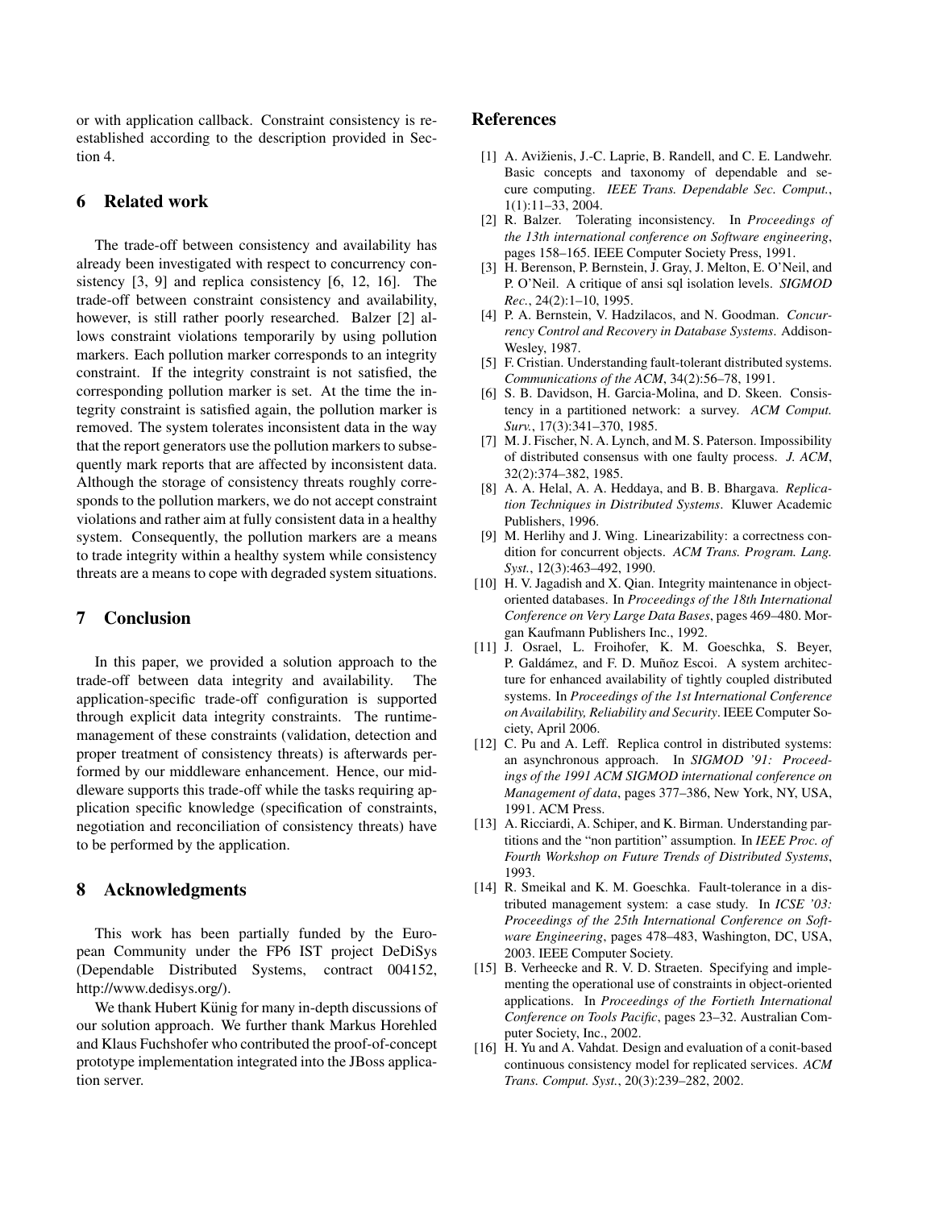or with application callback. Constraint consistency is re-established according to the description provided in Section 4.

## 6 Related work

The trade-off between consistency and availability has already been investigated with respect to concurrency consistency [3, 9] and replica consistency [6, 12, 16]. The trade-off between constraint consistency and availability, however, is still rather poorly researched. Balzer [2] allows constraint violations temporarily by using pollution markers. Each pollution marker corresponds to an integrity constraint. If the integrity constraint is not satisfied, the corresponding pollution marker is set. At the time the integrity constraint is satisfied again, the pollution marker is removed. The system tolerates inconsistent data in the way that the report generators use the pollution markers to subsequently mark reports that are affected by inconsistent data. Although the storage of consistency threats roughly corresponds to the pollution markers, we do not accept constraint violations and rather aim at fully consistent data in a healthy system. Consequently, the pollution markers are a means to trade integrity within a healthy system while consistency threats are a means to cope with degraded system situations.

## 7 Conclusion

In this paper, we provided a solution approach to the trade-off between data integrity and availability. The application-specific trade-off configuration is supported through explicit data integrity constraints. The runtime-management of these constraints (validation, detection and proper treatment of consistency threats) is afterwards performed by our middleware enhancement. Hence, our middleware supports this trade-off while the tasks requiring application specific knowledge (specification of constraints, negotiation and reconciliation of consistency threats) have to be performed by the application.

## 8 Acknowledgments

This work has been partially funded by the European Community under the FP6 IST project DeDiSys (Dependable Distributed Systems, contract 004152, http://www.dedisys.org/).

We thank Hubert Künig for many in-depth discussions of our solution approach. We further thank Markus Horehled and Klaus Fuchshofer who contributed the proof-of-concept prototype implementation integrated into the JBoss application server.

## References

[1] A. Avižienis, J.-C. Laprie, B. Randell, and C. E. Landwehr. Basic concepts and taxonomy of dependable and secure computing. *IEEE Trans. Dependable Sec. Comput.*, 1(1):11–33, 2004.

[2] R. Balzer. Tolerating inconsistency. In *Proceedings of the 13th international conference on Software engineering*, pages 158–165. IEEE Computer Society Press, 1991.

[3] H. Berenson, P. Bernstein, J. Gray, J. Melton, E. O'Neil, and P. O'Neil. A critique of ansi sql isolation levels. *SIGMOD Rec.*, 24(2):1–10, 1995.

[4] P. A. Bernstein, V. Hadzilacos, and N. Goodman. *Concurrency Control and Recovery in Database Systems*. Addison-Wesley, 1987.

[5] F. Cristian. Understanding fault-tolerant distributed systems. *Communications of the ACM*, 34(2):56–78, 1991.

[6] S. B. Davidson, H. Garcia-Molina, and D. Skeen. Consistency in a partitioned network: a survey. *ACM Comput. Surv.*, 17(3):341–370, 1985.

[7] M. J. Fischer, N. A. Lynch, and M. S. Paterson. Impossibility of distributed consensus with one faulty process. *J. ACM*, 32(2):374–382, 1985.

[8] A. A. Helal, A. A. Heddaya, and B. B. Bhargava. *Replication Techniques in Distributed Systems*. Kluwer Academic Publishers, 1996.

[9] M. Herlihy and J. Wing. Linearizability: a correctness condition for concurrent objects. *ACM Trans. Program. Lang. Syst.*, 12(3):463–492, 1990.

[10] H. V. Jagadish and X. Qian. Integrity maintenance in object-oriented databases. In *Proceedings of the 18th International Conference on Very Large Data Bases*, pages 469–480. Morgan Kaufmann Publishers Inc., 1992.

[11] J. Osrael, L. Froihofer, K. M. Goeschka, S. Beyer, P. Galdámez, and F. D. Muñoz Escoi. A system architecture for enhanced availability of tightly coupled distributed systems. In *Proceedings of the 1st International Conference on Availability, Reliability and Security*. IEEE Computer Society, April 2006.

[12] C. Pu and A. Leff. Replica control in distributed systems: an asynchronous approach. In *SIGMOD '91: Proceedings of the 1991 ACM SIGMOD international conference on Management of data*, pages 377–386, New York, NY, USA, 1991. ACM Press.

[13] A. Ricciardi, A. Schiper, and K. Birman. Understanding partitions and the "non partition" assumption. In *IEEE Proc. of Fourth Workshop on Future Trends of Distributed Systems*, 1993.

[14] R. Smeikal and K. M. Goeschka. Fault-tolerance in a distributed management system: a case study. In *ICSE '03: Proceedings of the 25th International Conference on Software Engineering*, pages 478–483, Washington, DC, USA, 2003. IEEE Computer Society.

[15] B. Verheecke and R. V. D. Straeten. Specifying and implementing the operational use of constraints in object-oriented applications. In *Proceedings of the Fortieth International Conference on Tools Pacific*, pages 23–32. Australian Computer Society, Inc., 2002.

[16] H. Yu and A. Vahdat. Design and evaluation of a conit-based continuous consistency model for replicated services. *ACM Trans. Comput. Syst.*, 20(3):239–282, 2002.